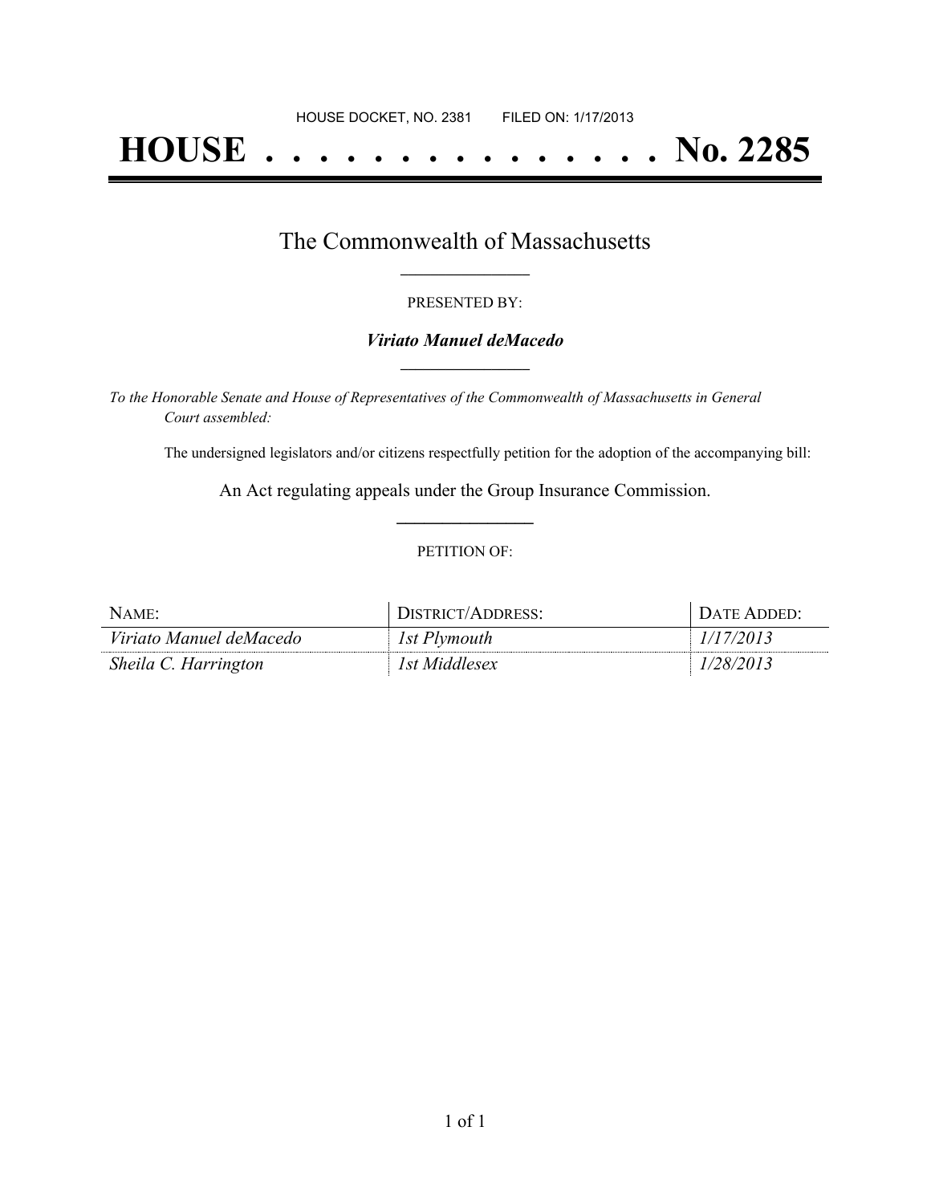HOUSE DOCKET, NO. 2381 FILED ON: 1/17/2013

# HOUSE . . . . . . . . . . . . . . . No. 2285

## The Commonwealth of Massachusetts

PRESENTED BY:

***Viriato Manuel deMacedo***

*To the Honorable Senate and House of Representatives of the Commonwealth of Massachusetts in General Court assembled:*

The undersigned legislators and/or citizens respectfully petition for the adoption of the accompanying bill:

An Act regulating appeals under the Group Insurance Commission.

PETITION OF:

| NAME: | DISTRICT/ADDRESS: | DATE ADDED: |
| --- | --- | --- |
| *Viriato Manuel deMacedo* | *1st Plymouth* | *1/17/2013* |
| *Sheila C. Harrington* | *1st Middlesex* | *1/28/2013* |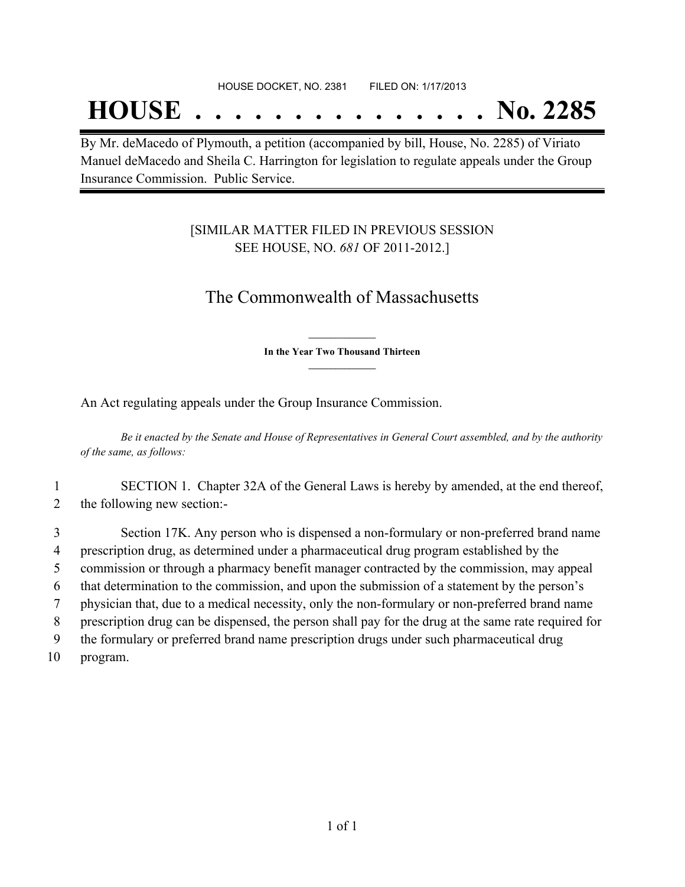HOUSE DOCKET, NO. 2381        FILED ON: 1/17/2013

# HOUSE . . . . . . . . . . . . . . . No. 2285

By Mr. deMacedo of Plymouth, a petition (accompanied by bill, House, No. 2285) of Viriato Manuel deMacedo and Sheila C. Harrington for legislation to regulate appeals under the Group Insurance Commission. Public Service.

[SIMILAR MATTER FILED IN PREVIOUS SESSION
SEE HOUSE, NO. *681* OF 2011-2012.]

## The Commonwealth of Massachusetts

**In the Year Two Thousand Thirteen**

An Act regulating appeals under the Group Insurance Commission.

*Be it enacted by the Senate and House of Representatives in General Court assembled, and by the authority of the same, as follows:*

1 SECTION 1. Chapter 32A of the General Laws is hereby by amended, at the end thereof,
2 the following new section:-

3 Section 17K. Any person who is dispensed a non-formulary or non-preferred brand name
4 prescription drug, as determined under a pharmaceutical drug program established by the
5 commission or through a pharmacy benefit manager contracted by the commission, may appeal
6 that determination to the commission, and upon the submission of a statement by the person's
7 physician that, due to a medical necessity, only the non-formulary or non-preferred brand name
8 prescription drug can be dispensed, the person shall pay for the drug at the same rate required for
9 the formulary or preferred brand name prescription drugs under such pharmaceutical drug
10 program.